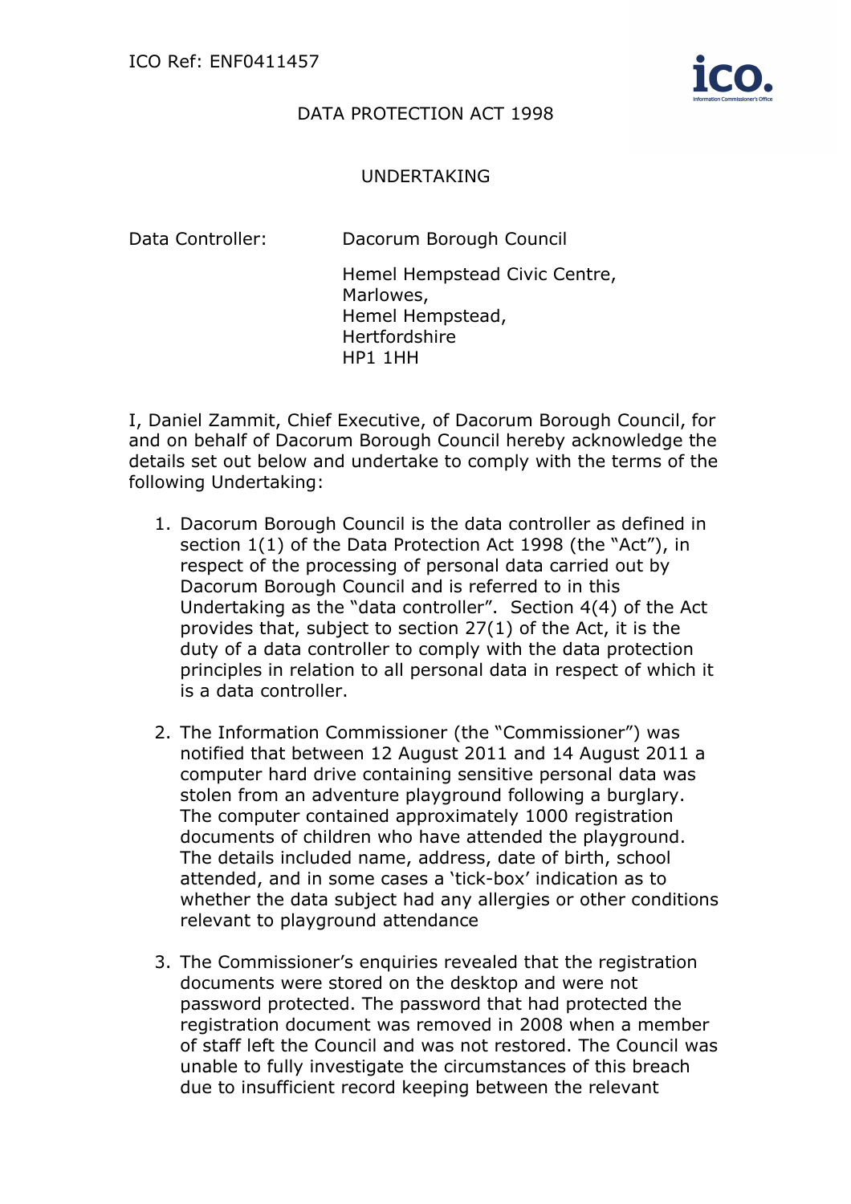ICO Ref: ENF0411457

DATA PROTECTION ACT 1998

UNDERTAKING

Data Controller: Dacorum Borough Council

Hemel Hempstead Civic Centre,
Marlowes,
Hemel Hempstead,
Hertfordshire
HP1 1HH

I, Daniel Zammit, Chief Executive, of Dacorum Borough Council, for and on behalf of Dacorum Borough Council hereby acknowledge the details set out below and undertake to comply with the terms of the following Undertaking:

1. Dacorum Borough Council is the data controller as defined in section 1(1) of the Data Protection Act 1998 (the "Act"), in respect of the processing of personal data carried out by Dacorum Borough Council and is referred to in this Undertaking as the "data controller". Section 4(4) of the Act provides that, subject to section 27(1) of the Act, it is the duty of a data controller to comply with the data protection principles in relation to all personal data in respect of which it is a data controller.

2. The Information Commissioner (the "Commissioner") was notified that between 12 August 2011 and 14 August 2011 a computer hard drive containing sensitive personal data was stolen from an adventure playground following a burglary. The computer contained approximately 1000 registration documents of children who have attended the playground. The details included name, address, date of birth, school attended, and in some cases a 'tick-box' indication as to whether the data subject had any allergies or other conditions relevant to playground attendance

3. The Commissioner's enquiries revealed that the registration documents were stored on the desktop and were not password protected. The password that had protected the registration document was removed in 2008 when a member of staff left the Council and was not restored. The Council was unable to fully investigate the circumstances of this breach due to insufficient record keeping between the relevant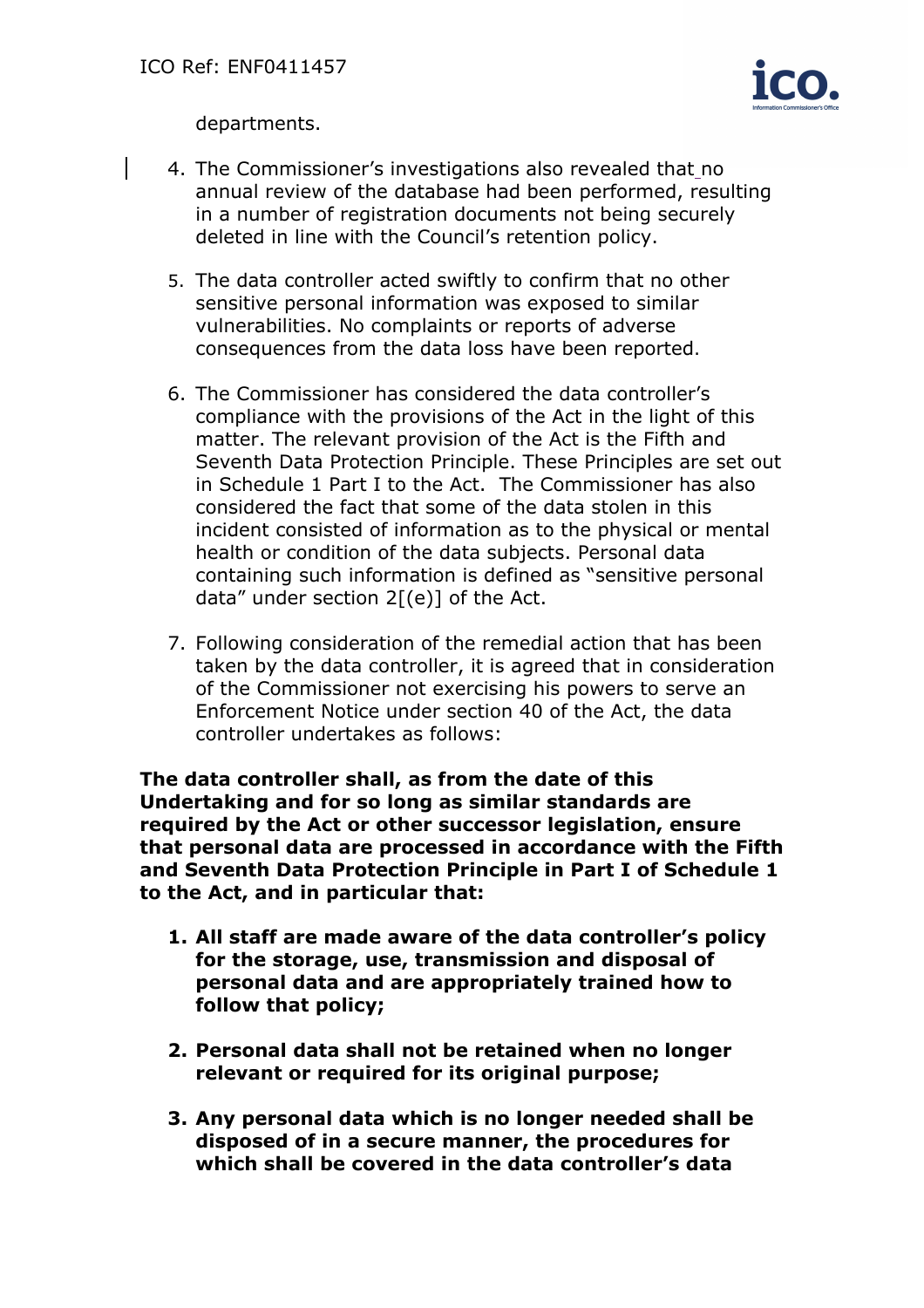departments.

4. The Commissioner's investigations also revealed that no annual review of the database had been performed, resulting in a number of registration documents not being securely deleted in line with the Council's retention policy.

5. The data controller acted swiftly to confirm that no other sensitive personal information was exposed to similar vulnerabilities. No complaints or reports of adverse consequences from the data loss have been reported.

6. The Commissioner has considered the data controller's compliance with the provisions of the Act in the light of this matter. The relevant provision of the Act is the Fifth and Seventh Data Protection Principle. These Principles are set out in Schedule 1 Part I to the Act. The Commissioner has also considered the fact that some of the data stolen in this incident consisted of information as to the physical or mental health or condition of the data subjects. Personal data containing such information is defined as "sensitive personal data" under section 2[(e)] of the Act.

7. Following consideration of the remedial action that has been taken by the data controller, it is agreed that in consideration of the Commissioner not exercising his powers to serve an Enforcement Notice under section 40 of the Act, the data controller undertakes as follows:

**The data controller shall, as from the date of this Undertaking and for so long as similar standards are required by the Act or other successor legislation, ensure that personal data are processed in accordance with the Fifth and Seventh Data Protection Principle in Part I of Schedule 1 to the Act, and in particular that:**

1. **All staff are made aware of the data controller's policy for the storage, use, transmission and disposal of personal data and are appropriately trained how to follow that policy;**

2. **Personal data shall not be retained when no longer relevant or required for its original purpose;**

3. **Any personal data which is no longer needed shall be disposed of in a secure manner, the procedures for which shall be covered in the data controller's data**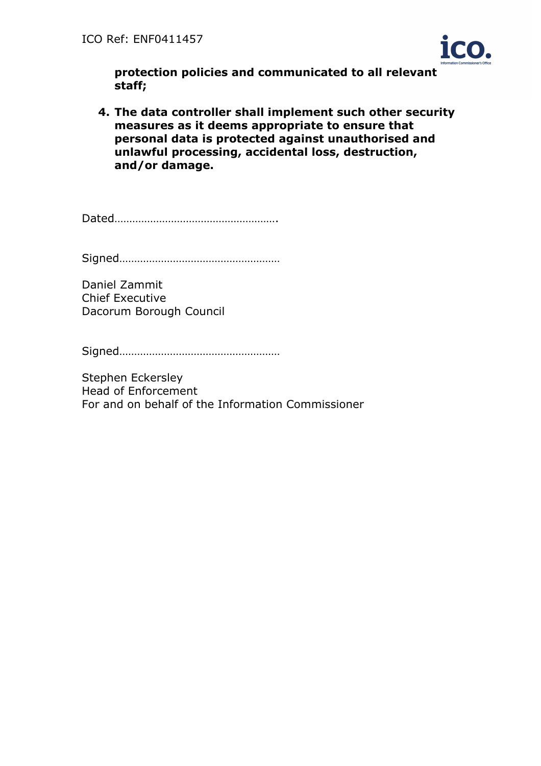**protection policies and communicated to all relevant staff;**

4. **The data controller shall implement such other security measures as it deems appropriate to ensure that personal data is protected against unauthorised and unlawful processing, accidental loss, destruction, and/or damage.**

Dated……………………………………………….

Signed………………………………………………

Daniel Zammit
Chief Executive
Dacorum Borough Council

Signed………………………………………………

Stephen Eckersley
Head of Enforcement
For and on behalf of the Information Commissioner